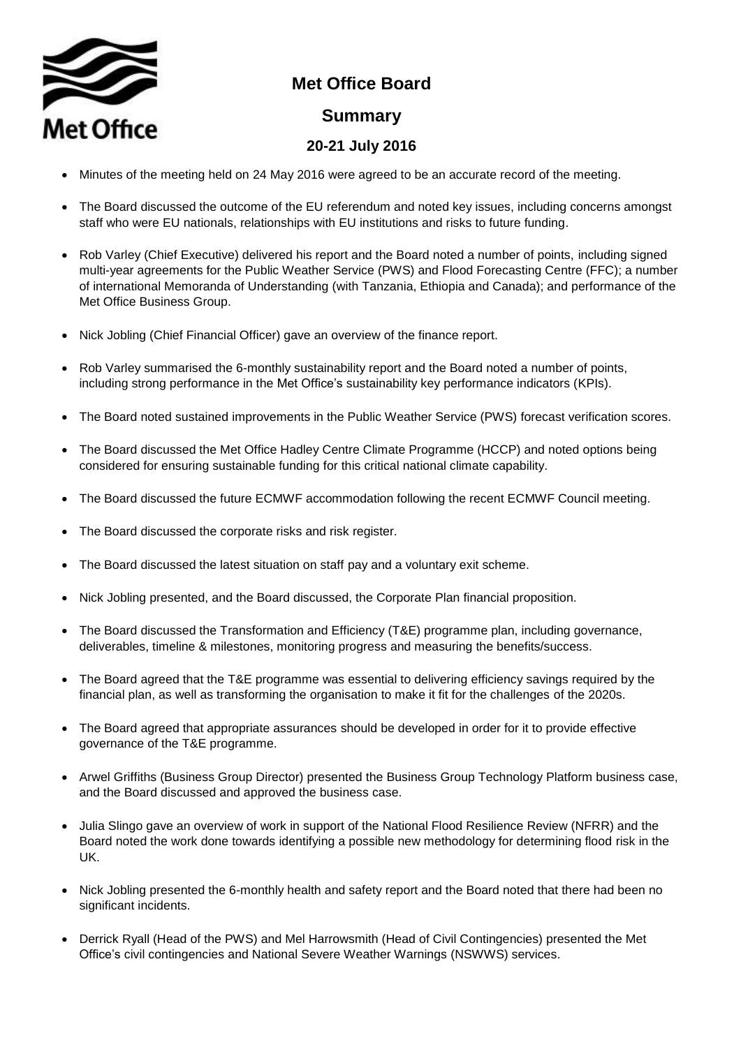# Met Office Board

## Summary

### 20-21 July 2016

- Minutes of the meeting held on 24 May 2016 were agreed to be an accurate record of the meeting.
- The Board discussed the outcome of the EU referendum and noted key issues, including concerns amongst staff who were EU nationals, relationships with EU institutions and risks to future funding.
- Rob Varley (Chief Executive) delivered his report and the Board noted a number of points, including signed multi-year agreements for the Public Weather Service (PWS) and Flood Forecasting Centre (FFC); a number of international Memoranda of Understanding (with Tanzania, Ethiopia and Canada); and performance of the Met Office Business Group.
- Nick Jobling (Chief Financial Officer) gave an overview of the finance report.
- Rob Varley summarised the 6-monthly sustainability report and the Board noted a number of points, including strong performance in the Met Office's sustainability key performance indicators (KPIs).
- The Board noted sustained improvements in the Public Weather Service (PWS) forecast verification scores.
- The Board discussed the Met Office Hadley Centre Climate Programme (HCCP) and noted options being considered for ensuring sustainable funding for this critical national climate capability.
- The Board discussed the future ECMWF accommodation following the recent ECMWF Council meeting.
- The Board discussed the corporate risks and risk register.
- The Board discussed the latest situation on staff pay and a voluntary exit scheme.
- Nick Jobling presented, and the Board discussed, the Corporate Plan financial proposition.
- The Board discussed the Transformation and Efficiency (T&E) programme plan, including governance, deliverables, timeline & milestones, monitoring progress and measuring the benefits/success.
- The Board agreed that the T&E programme was essential to delivering efficiency savings required by the financial plan, as well as transforming the organisation to make it fit for the challenges of the 2020s.
- The Board agreed that appropriate assurances should be developed in order for it to provide effective governance of the T&E programme.
- Arwel Griffiths (Business Group Director) presented the Business Group Technology Platform business case, and the Board discussed and approved the business case.
- Julia Slingo gave an overview of work in support of the National Flood Resilience Review (NFRR) and the Board noted the work done towards identifying a possible new methodology for determining flood risk in the UK.
- Nick Jobling presented the 6-monthly health and safety report and the Board noted that there had been no significant incidents.
- Derrick Ryall (Head of the PWS) and Mel Harrowsmith (Head of Civil Contingencies) presented the Met Office's civil contingencies and National Severe Weather Warnings (NSWWS) services.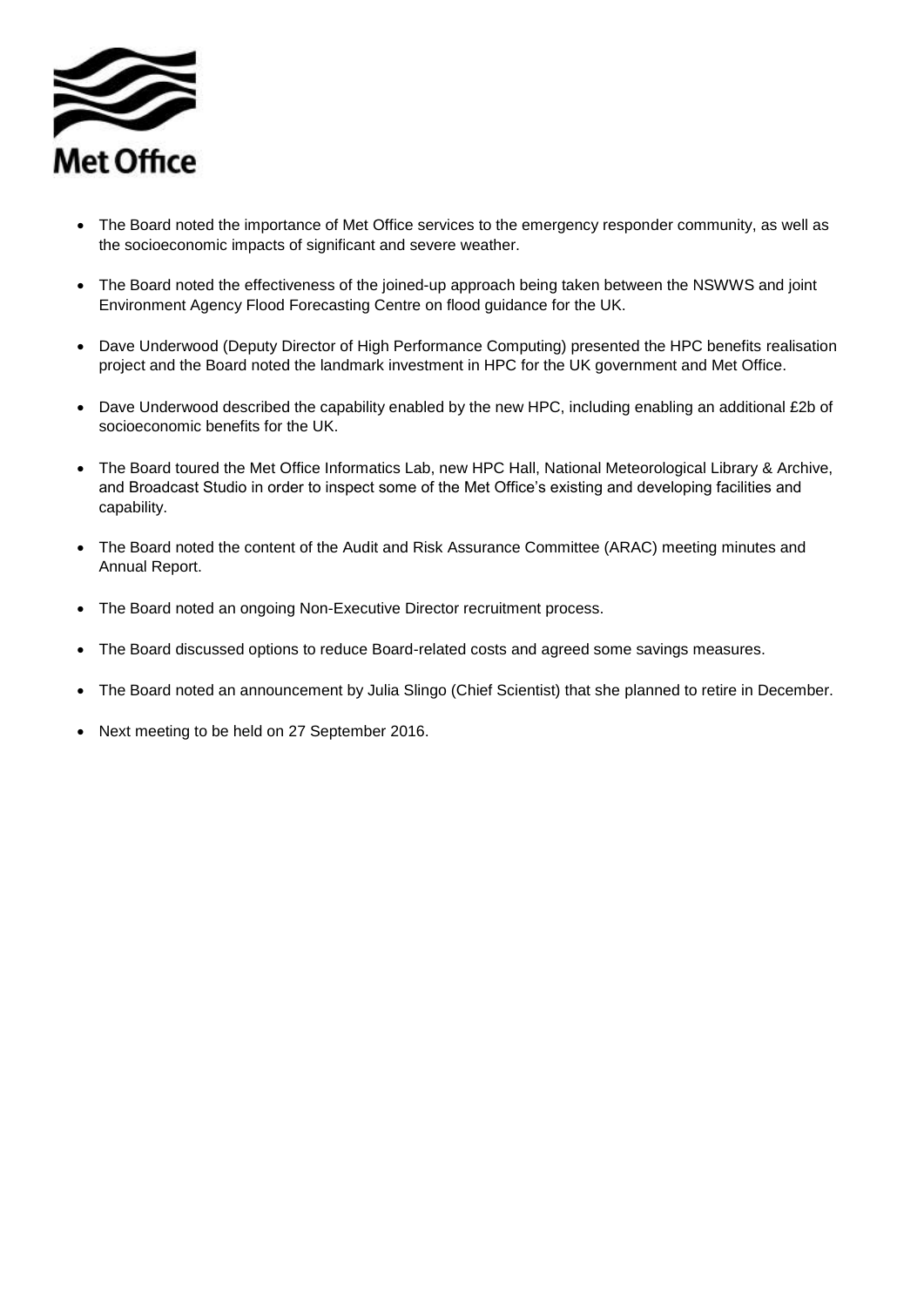- The Board noted the importance of Met Office services to the emergency responder community, as well as the socioeconomic impacts of significant and severe weather.
- The Board noted the effectiveness of the joined-up approach being taken between the NSWWS and joint Environment Agency Flood Forecasting Centre on flood guidance for the UK.
- Dave Underwood (Deputy Director of High Performance Computing) presented the HPC benefits realisation project and the Board noted the landmark investment in HPC for the UK government and Met Office.
- Dave Underwood described the capability enabled by the new HPC, including enabling an additional £2b of socioeconomic benefits for the UK.
- The Board toured the Met Office Informatics Lab, new HPC Hall, National Meteorological Library & Archive, and Broadcast Studio in order to inspect some of the Met Office's existing and developing facilities and capability.
- The Board noted the content of the Audit and Risk Assurance Committee (ARAC) meeting minutes and Annual Report.
- The Board noted an ongoing Non-Executive Director recruitment process.
- The Board discussed options to reduce Board-related costs and agreed some savings measures.
- The Board noted an announcement by Julia Slingo (Chief Scientist) that she planned to retire in December.
- Next meeting to be held on 27 September 2016.